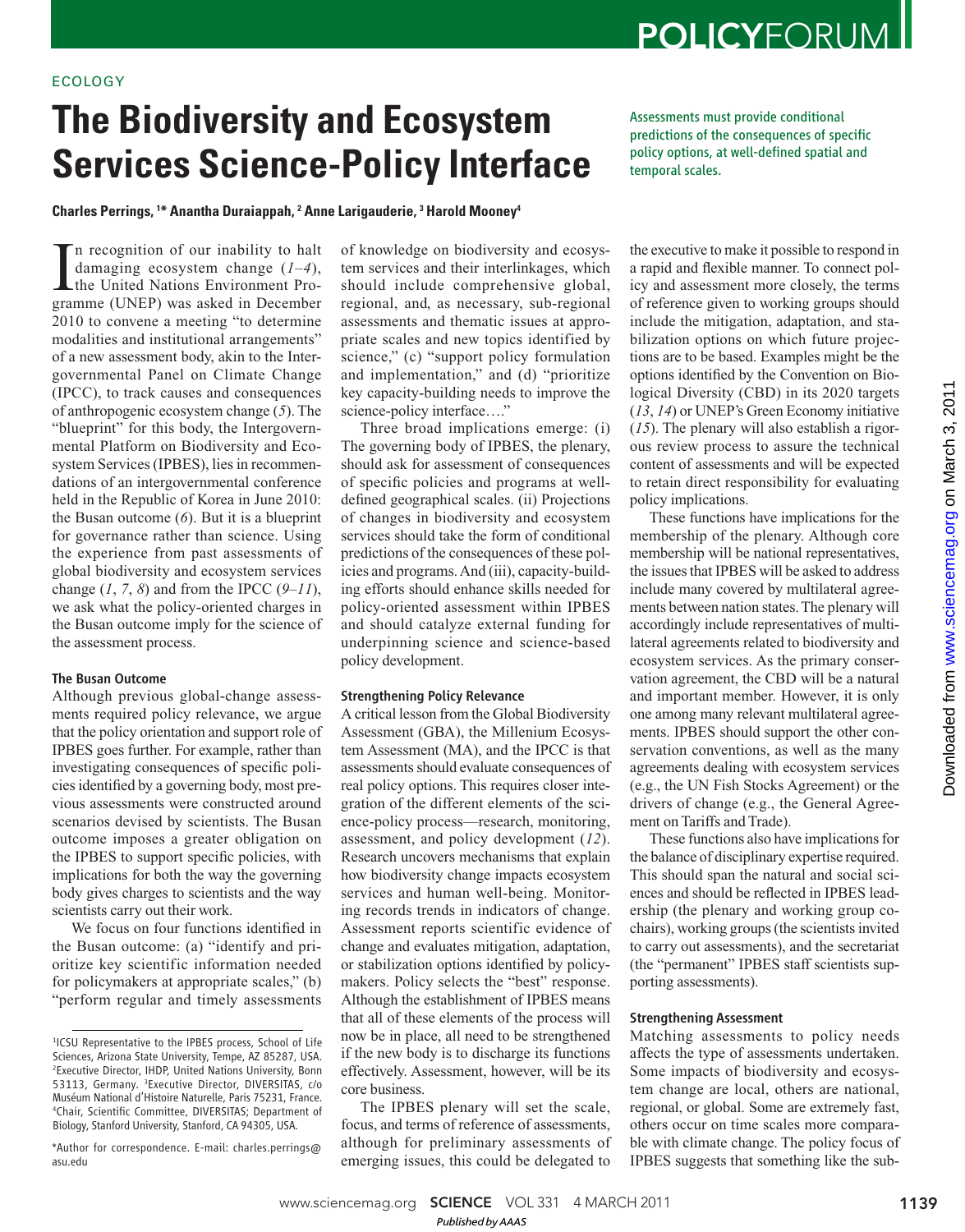ECOLOGY

# The Biodiversity and Ecosystem Services Science-Policy Interface

Assessments must provide conditional predictions of the consequences of specific policy options, at well-defined spatial and temporal scales.

**Charles Perrings,[1]* Anantha Duraiappah,[2] Anne Larigauderie,[3] Harold Mooney[4]**

In recognition of our inability to halt damaging ecosystem change (*1–4*), the United Nations Environment Programme (UNEP) was asked in December 2010 to convene a meeting "to determine modalities and institutional arrangements" of a new assessment body, akin to the Intergovernmental Panel on Climate Change (IPCC), to track causes and consequences of anthropogenic ecosystem change (*5*). The "blueprint" for this body, the Intergovernmental Platform on Biodiversity and Ecosystem Services (IPBES), lies in recommendations of an intergovernmental conference held in the Republic of Korea in June 2010: the Busan outcome (*6*). But it is a blueprint for governance rather than science. Using the experience from past assessments of global biodiversity and ecosystem services change (*1*, *7*, *8*) and from the IPCC (*9–11*), we ask what the policy-oriented charges in the Busan outcome imply for the science of the assessment process.

### The Busan Outcome

Although previous global-change assessments required policy relevance, we argue that the policy orientation and support role of IPBES goes further. For example, rather than investigating consequences of specific policies identified by a governing body, most previous assessments were constructed around scenarios devised by scientists. The Busan outcome imposes a greater obligation on the IPBES to support specific policies, with implications for both the way the governing body gives charges to scientists and the way scientists carry out their work.

We focus on four functions identified in the Busan outcome: (a) "identify and prioritize key scientific information needed for policymakers at appropriate scales," (b) "perform regular and timely assessments of knowledge on biodiversity and ecosystem services and their interlinkages, which should include comprehensive global, regional, and, as necessary, sub-regional assessments and thematic issues at appropriate scales and new topics identified by science," (c) "support policy formulation and implementation," and (d) "prioritize key capacity-building needs to improve the science-policy interface…."

Three broad implications emerge: (i) The governing body of IPBES, the plenary, should ask for assessment of consequences of specific policies and programs at well-defined geographical scales. (ii) Projections of changes in biodiversity and ecosystem services should take the form of conditional predictions of the consequences of these policies and programs. And (iii), capacity-building efforts should enhance skills needed for policy-oriented assessment within IPBES and should catalyze external funding for underpinning science and science-based policy development.

### Strengthening Policy Relevance

A critical lesson from the Global Biodiversity Assessment (GBA), the Millenium Ecosystem Assessment (MA), and the IPCC is that assessments should evaluate consequences of real policy options. This requires closer integration of the different elements of the science-policy process—research, monitoring, assessment, and policy development (*12*). Research uncovers mechanisms that explain how biodiversity change impacts ecosystem services and human well-being. Monitoring records trends in indicators of change. Assessment reports scientific evidence of change and evaluates mitigation, adaptation, or stabilization options identified by policymakers. Policy selects the "best" response. Although the establishment of IPBES means that all of these elements of the process will now be in place, all need to be strengthened if the new body is to discharge its functions effectively. Assessment, however, will be its core business.

The IPBES plenary will set the scale, focus, and terms of reference of assessments, although for preliminary assessments of emerging issues, this could be delegated to the executive to make it possible to respond in a rapid and flexible manner. To connect policy and assessment more closely, the terms of reference given to working groups should include the mitigation, adaptation, and stabilization options on which future projections are to be based. Examples might be the options identified by the Convention on Biological Diversity (CBD) in its 2020 targets (*13*, *14*) or UNEP's Green Economy initiative (*15*). The plenary will also establish a rigorous review process to assure the technical content of assessments and will be expected to retain direct responsibility for evaluating policy implications.

These functions have implications for the membership of the plenary. Although core membership will be national representatives, the issues that IPBES will be asked to address include many covered by multilateral agreements between nation states. The plenary will accordingly include representatives of multilateral agreements related to biodiversity and ecosystem services. As the primary conservation agreement, the CBD will be a natural and important member. However, it is only one among many relevant multilateral agreements. IPBES should support the other conservation conventions, as well as the many agreements dealing with ecosystem services (e.g., the UN Fish Stocks Agreement) or the drivers of change (e.g., the General Agreement on Tariffs and Trade).

These functions also have implications for the balance of disciplinary expertise required. This should span the natural and social sciences and should be reflected in IPBES leadership (the plenary and working group co-chairs), working groups (the scientists invited to carry out assessments), and the secretariat (the "permanent" IPBES staff scientists supporting assessments).

### Strengthening Assessment

Matching assessments to policy needs affects the type of assessments undertaken. Some impacts of biodiversity and ecosystem change are local, others are national, regional, or global. Some are extremely fast, others occur on time scales more comparable with climate change. The policy focus of IPBES suggests that something like the sub-

---

[1]ICSU Representative to the IPBES process, School of Life Sciences, Arizona State University, Tempe, AZ 85287, USA. [2]Executive Director, IHDP, United Nations University, Bonn 53113, Germany. [3]Executive Director, DIVERSITAS, c/o Muséum National d'Histoire Naturelle, Paris 75231, France. [4]Chair, Scientific Committee, DIVERSITAS; Department of Biology, Stanford University, Stanford, CA 94305, USA.

*Author for correspondence. E-mail: charles.perrings@asu.edu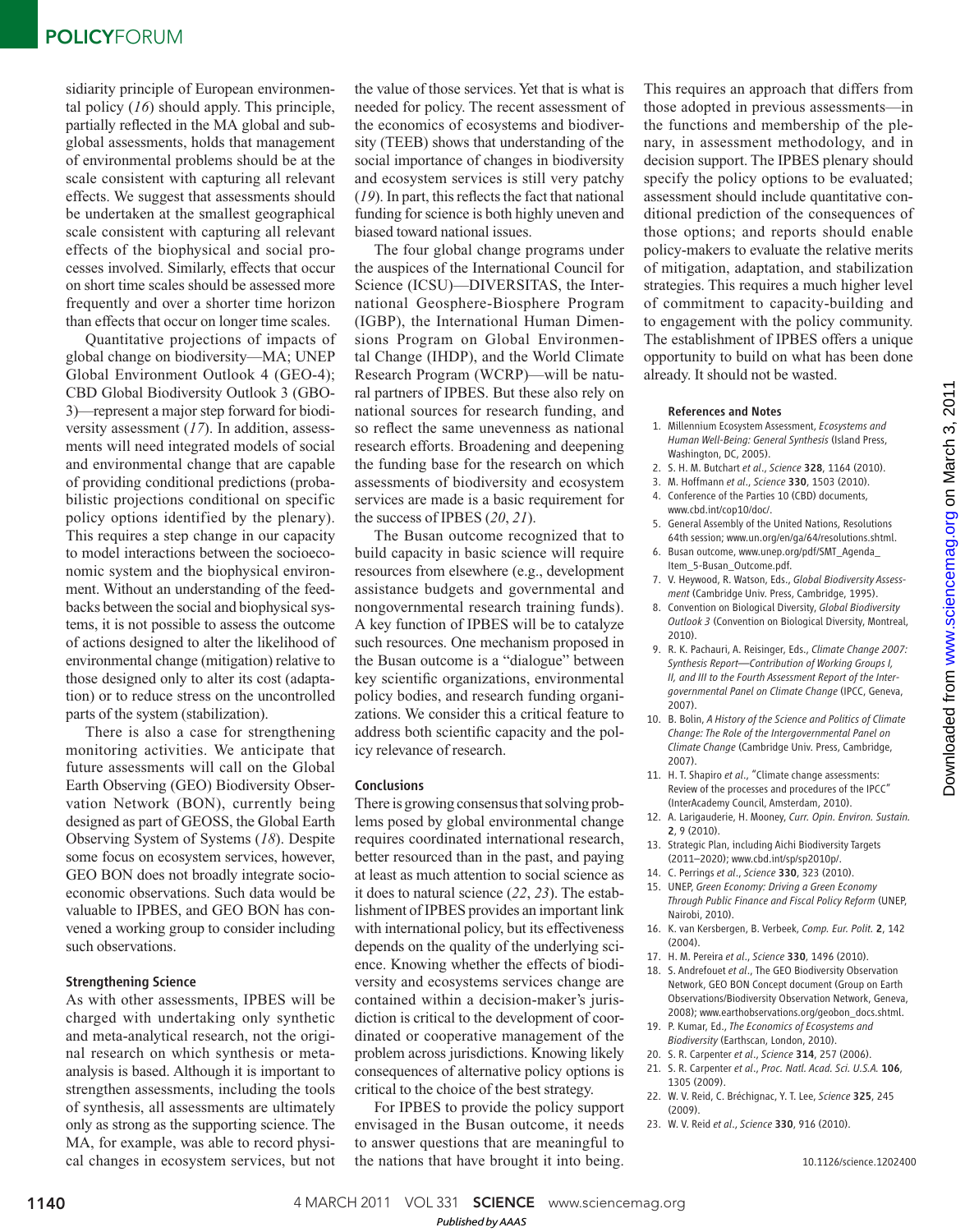sidiarity principle of European environmental policy (*16*) should apply. This principle, partially reflected in the MA global and subglobal assessments, holds that management of environmental problems should be at the scale consistent with capturing all relevant effects. We suggest that assessments should be undertaken at the smallest geographical scale consistent with capturing all relevant effects of the biophysical and social processes involved. Similarly, effects that occur on short time scales should be assessed more frequently and over a shorter time horizon than effects that occur on longer time scales.

Quantitative projections of impacts of global change on biodiversity—MA; UNEP Global Environment Outlook 4 (GEO-4); CBD Global Biodiversity Outlook 3 (GBO-3)—represent a major step forward for biodiversity assessment (*17*). In addition, assessments will need integrated models of social and environmental change that are capable of providing conditional predictions (probabilistic projections conditional on specific policy options identified by the plenary). This requires a step change in our capacity to model interactions between the socioeconomic system and the biophysical environment. Without an understanding of the feedbacks between the social and biophysical systems, it is not possible to assess the outcome of actions designed to alter the likelihood of environmental change (mitigation) relative to those designed only to alter its cost (adaptation) or to reduce stress on the uncontrolled parts of the system (stabilization).

There is also a case for strengthening monitoring activities. We anticipate that future assessments will call on the Global Earth Observing (GEO) Biodiversity Observation Network (BON), currently being designed as part of GEOSS, the Global Earth Observing System of Systems (*18*). Despite some focus on ecosystem services, however, GEO BON does not broadly integrate socioeconomic observations. Such data would be valuable to IPBES, and GEO BON has convened a working group to consider including such observations.

### Strengthening Science

As with other assessments, IPBES will be charged with undertaking only synthetic and meta-analytical research, not the original research on which synthesis or meta-analysis is based. Although it is important to strengthen assessments, including the tools of synthesis, all assessments are ultimately only as strong as the supporting science. The MA, for example, was able to record physical changes in ecosystem services, but not the value of those services. Yet that is what is needed for policy. The recent assessment of the economics of ecosystems and biodiversity (TEEB) shows that understanding of the social importance of changes in biodiversity and ecosystem services is still very patchy (*19*). In part, this reflects the fact that national funding for science is both highly uneven and biased toward national issues.

The four global change programs under the auspices of the International Council for Science (ICSU)—DIVERSITAS, the International Geosphere-Biosphere Program (IGBP), the International Human Dimensions Program on Global Environmental Change (IHDP), and the World Climate Research Program (WCRP)—will be natural partners of IPBES. But these also rely on national sources for research funding, and so reflect the same unevenness as national research efforts. Broadening and deepening the funding base for the research on which assessments of biodiversity and ecosystem services are made is a basic requirement for the success of IPBES (*20*, *21*).

The Busan outcome recognized that to build capacity in basic science will require resources from elsewhere (e.g., development assistance budgets and governmental and nongovernmental research training funds). A key function of IPBES will be to catalyze such resources. One mechanism proposed in the Busan outcome is a "dialogue" between key scientific organizations, environmental policy bodies, and research funding organizations. We consider this a critical feature to address both scientific capacity and the policy relevance of research.

### Conclusions

There is growing consensus that solving problems posed by global environmental change requires coordinated international research, better resourced than in the past, and paying at least as much attention to social science as it does to natural science (*22*, *23*). The establishment of IPBES provides an important link with international policy, but its effectiveness depends on the quality of the underlying science. Knowing whether the effects of biodiversity and ecosystems services change are contained within a decision-maker's jurisdiction is critical to the development of coordinated or cooperative management of the problem across jurisdictions. Knowing likely consequences of alternative policy options is critical to the choice of the best strategy.

For IPBES to provide the policy support envisaged in the Busan outcome, it needs to answer questions that are meaningful to the nations that have brought it into being. This requires an approach that differs from those adopted in previous assessments—in the functions and membership of the plenary, in assessment methodology, and in decision support. The IPBES plenary should specify the policy options to be evaluated; assessment should include quantitative conditional prediction of the consequences of those options; and reports should enable policy-makers to evaluate the relative merits of mitigation, adaptation, and stabilization strategies. This requires a much higher level of commitment to capacity-building and to engagement with the policy community. The establishment of IPBES offers a unique opportunity to build on what has been done already. It should not be wasted.

#### References and Notes

1. Millennium Ecosystem Assessment, *Ecosystems and Human Well-Being: General Synthesis* (Island Press, Washington, DC, 2005).
2. S. H. M. Butchart *et al.*, *Science* **328**, 1164 (2010).
3. M. Hoffmann *et al.*, *Science* **330**, 1503 (2010).
4. Conference of the Parties 10 (CBD) documents, www.cbd.int/cop10/doc/.
5. General Assembly of the United Nations, Resolutions 64th session; www.un.org/en/ga/64/resolutions.shtml.
6. Busan outcome, www.unep.org/pdf/SMT_Agenda_Item_5-Busan_Outcome.pdf.
7. V. Heywood, R. Watson, Eds., *Global Biodiversity Assessment* (Cambridge Univ. Press, Cambridge, 1995).
8. Convention on Biological Diversity, *Global Biodiversity Outlook 3* (Convention on Biological Diversity, Montreal, 2010).
9. R. K. Pachauri, A. Reisinger, Eds., *Climate Change 2007: Synthesis Report—Contribution of Working Groups I, II, and III to the Fourth Assessment Report of the Intergovernmental Panel on Climate Change* (IPCC, Geneva, 2007).
10. B. Bolin, *A History of the Science and Politics of Climate Change: The Role of the Intergovernmental Panel on Climate Change* (Cambridge Univ. Press, Cambridge, 2007).
11. H. T. Shapiro *et al.*, "Climate change assessments: Review of the processes and procedures of the IPCC" (InterAcademy Council, Amsterdam, 2010).
12. A. Larigauderie, H. Mooney, *Curr. Opin. Environ. Sustain.* **2**, 9 (2010).
13. Strategic Plan, including Aichi Biodiversity Targets (2011–2020); www.cbd.int/sp/sp2010p/.
14. C. Perrings *et al.*, *Science* **330**, 323 (2010).
15. UNEP, *Green Economy: Driving a Green Economy Through Public Finance and Fiscal Policy Reform* (UNEP, Nairobi, 2010).
16. K. van Kersbergen, B. Verbeek, *Comp. Eur. Polit.* **2**, 142 (2004).
17. H. M. Pereira *et al.*, *Science* **330**, 1496 (2010).
18. S. Andrefouet *et al.*, The GEO Biodiversity Observation Network, GEO BON Concept document (Group on Earth Observations/Biodiversity Observation Network, Geneva, 2008); www.earthobservations.org/geobon_docs.shtml.
19. P. Kumar, Ed., *The Economics of Ecosystems and Biodiversity* (Earthscan, London, 2010).
20. S. R. Carpenter *et al.*, *Science* **314**, 257 (2006).
21. S. R. Carpenter *et al.*, *Proc. Natl. Acad. Sci. U.S.A.* **106**, 1305 (2009).
22. W. V. Reid, C. Bréchignac, Y. T. Lee, *Science* **325**, 245 (2009).
23. W. V. Reid *et al.*, *Science* **330**, 916 (2010).

10.1126/science.1202400